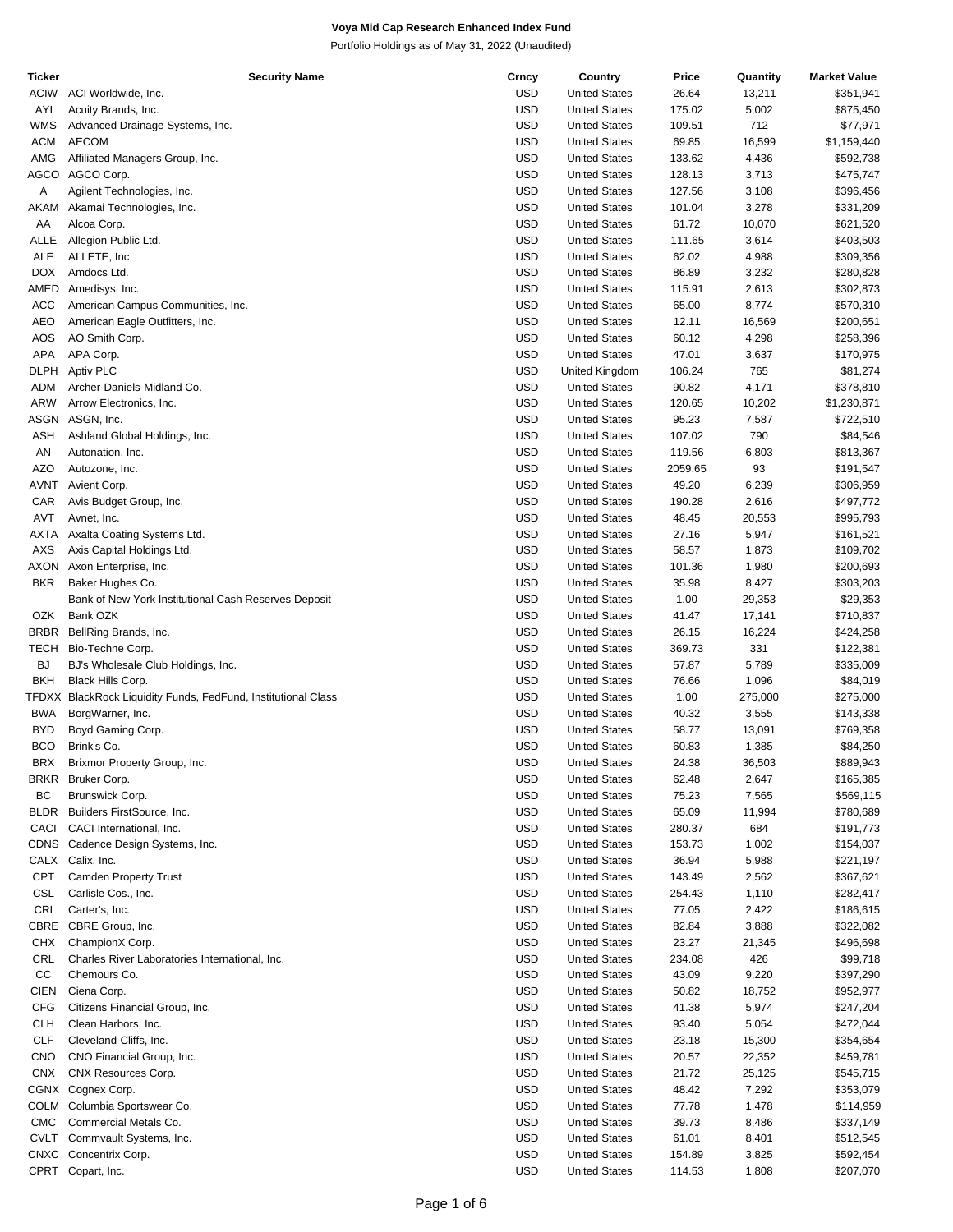**Voya Mid Cap Research Enhanced Index Fund**

Portfolio Holdings as of May 31, 2022 (Unaudited)

| Ticker | Security Name | Crncy | Country | Price | Quantity | Market Value |
|---|---|---|---|---|---|---|
| ACIW | ACI Worldwide, Inc. | USD | United States | 26.64 | 13,211 | $351,941 |
| AYI | Acuity Brands, Inc. | USD | United States | 175.02 | 5,002 | $875,450 |
| WMS | Advanced Drainage Systems, Inc. | USD | United States | 109.51 | 712 | $77,971 |
| ACM | AECOM | USD | United States | 69.85 | 16,599 | $1,159,440 |
| AMG | Affiliated Managers Group, Inc. | USD | United States | 133.62 | 4,436 | $592,738 |
| AGCO | AGCO Corp. | USD | United States | 128.13 | 3,713 | $475,747 |
| A | Agilent Technologies, Inc. | USD | United States | 127.56 | 3,108 | $396,456 |
| AKAM | Akamai Technologies, Inc. | USD | United States | 101.04 | 3,278 | $331,209 |
| AA | Alcoa Corp. | USD | United States | 61.72 | 10,070 | $621,520 |
| ALLE | Allegion Public Ltd. | USD | United States | 111.65 | 3,614 | $403,503 |
| ALE | ALLETE, Inc. | USD | United States | 62.02 | 4,988 | $309,356 |
| DOX | Amdocs Ltd. | USD | United States | 86.89 | 3,232 | $280,828 |
| AMED | Amedisys, Inc. | USD | United States | 115.91 | 2,613 | $302,873 |
| ACC | American Campus Communities, Inc. | USD | United States | 65.00 | 8,774 | $570,310 |
| AEO | American Eagle Outfitters, Inc. | USD | United States | 12.11 | 16,569 | $200,651 |
| AOS | AO Smith Corp. | USD | United States | 60.12 | 4,298 | $258,396 |
| APA | APA Corp. | USD | United States | 47.01 | 3,637 | $170,975 |
| DLPH | Aptiv PLC | USD | United Kingdom | 106.24 | 765 | $81,274 |
| ADM | Archer-Daniels-Midland Co. | USD | United States | 90.82 | 4,171 | $378,810 |
| ARW | Arrow Electronics, Inc. | USD | United States | 120.65 | 10,202 | $1,230,871 |
| ASGN | ASGN, Inc. | USD | United States | 95.23 | 7,587 | $722,510 |
| ASH | Ashland Global Holdings, Inc. | USD | United States | 107.02 | 790 | $84,546 |
| AN | Autonation, Inc. | USD | United States | 119.56 | 6,803 | $813,367 |
| AZO | Autozone, Inc. | USD | United States | 2059.65 | 93 | $191,547 |
| AVNT | Avient Corp. | USD | United States | 49.20 | 6,239 | $306,959 |
| CAR | Avis Budget Group, Inc. | USD | United States | 190.28 | 2,616 | $497,772 |
| AVT | Avnet, Inc. | USD | United States | 48.45 | 20,553 | $995,793 |
| AXTA | Axalta Coating Systems Ltd. | USD | United States | 27.16 | 5,947 | $161,521 |
| AXS | Axis Capital Holdings Ltd. | USD | United States | 58.57 | 1,873 | $109,702 |
| AXON | Axon Enterprise, Inc. | USD | United States | 101.36 | 1,980 | $200,693 |
| BKR | Baker Hughes Co. | USD | United States | 35.98 | 8,427 | $303,203 |
| | Bank of New York Institutional Cash Reserves Deposit | USD | United States | 1.00 | 29,353 | $29,353 |
| OZK | Bank OZK | USD | United States | 41.47 | 17,141 | $710,837 |
| BRBR | BellRing Brands, Inc. | USD | United States | 26.15 | 16,224 | $424,258 |
| TECH | Bio-Techne Corp. | USD | United States | 369.73 | 331 | $122,381 |
| BJ | BJ's Wholesale Club Holdings, Inc. | USD | United States | 57.87 | 5,789 | $335,009 |
| BKH | Black Hills Corp. | USD | United States | 76.66 | 1,096 | $84,019 |
| TFDXX | BlackRock Liquidity Funds, FedFund, Institutional Class | USD | United States | 1.00 | 275,000 | $275,000 |
| BWA | BorgWarner, Inc. | USD | United States | 40.32 | 3,555 | $143,338 |
| BYD | Boyd Gaming Corp. | USD | United States | 58.77 | 13,091 | $769,358 |
| BCO | Brink's Co. | USD | United States | 60.83 | 1,385 | $84,250 |
| BRX | Brixmor Property Group, Inc. | USD | United States | 24.38 | 36,503 | $889,943 |
| BRKR | Bruker Corp. | USD | United States | 62.48 | 2,647 | $165,385 |
| BC | Brunswick Corp. | USD | United States | 75.23 | 7,565 | $569,115 |
| BLDR | Builders FirstSource, Inc. | USD | United States | 65.09 | 11,994 | $780,689 |
| CACI | CACI International, Inc. | USD | United States | 280.37 | 684 | $191,773 |
| CDNS | Cadence Design Systems, Inc. | USD | United States | 153.73 | 1,002 | $154,037 |
| CALX | Calix, Inc. | USD | United States | 36.94 | 5,988 | $221,197 |
| CPT | Camden Property Trust | USD | United States | 143.49 | 2,562 | $367,621 |
| CSL | Carlisle Cos., Inc. | USD | United States | 254.43 | 1,110 | $282,417 |
| CRI | Carter's, Inc. | USD | United States | 77.05 | 2,422 | $186,615 |
| CBRE | CBRE Group, Inc. | USD | United States | 82.84 | 3,888 | $322,082 |
| CHX | ChampionX Corp. | USD | United States | 23.27 | 21,345 | $496,698 |
| CRL | Charles River Laboratories International, Inc. | USD | United States | 234.08 | 426 | $99,718 |
| CC | Chemours Co. | USD | United States | 43.09 | 9,220 | $397,290 |
| CIEN | Ciena Corp. | USD | United States | 50.82 | 18,752 | $952,977 |
| CFG | Citizens Financial Group, Inc. | USD | United States | 41.38 | 5,974 | $247,204 |
| CLH | Clean Harbors, Inc. | USD | United States | 93.40 | 5,054 | $472,044 |
| CLF | Cleveland-Cliffs, Inc. | USD | United States | 23.18 | 15,300 | $354,654 |
| CNO | CNO Financial Group, Inc. | USD | United States | 20.57 | 22,352 | $459,781 |
| CNX | CNX Resources Corp. | USD | United States | 21.72 | 25,125 | $545,715 |
| CGNX | Cognex Corp. | USD | United States | 48.42 | 7,292 | $353,079 |
| COLM | Columbia Sportswear Co. | USD | United States | 77.78 | 1,478 | $114,959 |
| CMC | Commercial Metals Co. | USD | United States | 39.73 | 8,486 | $337,149 |
| CVLT | Commvault Systems, Inc. | USD | United States | 61.01 | 8,401 | $512,545 |
| CNXC | Concentrix Corp. | USD | United States | 154.89 | 3,825 | $592,454 |
| CPRT | Copart, Inc. | USD | United States | 114.53 | 1,808 | $207,070 |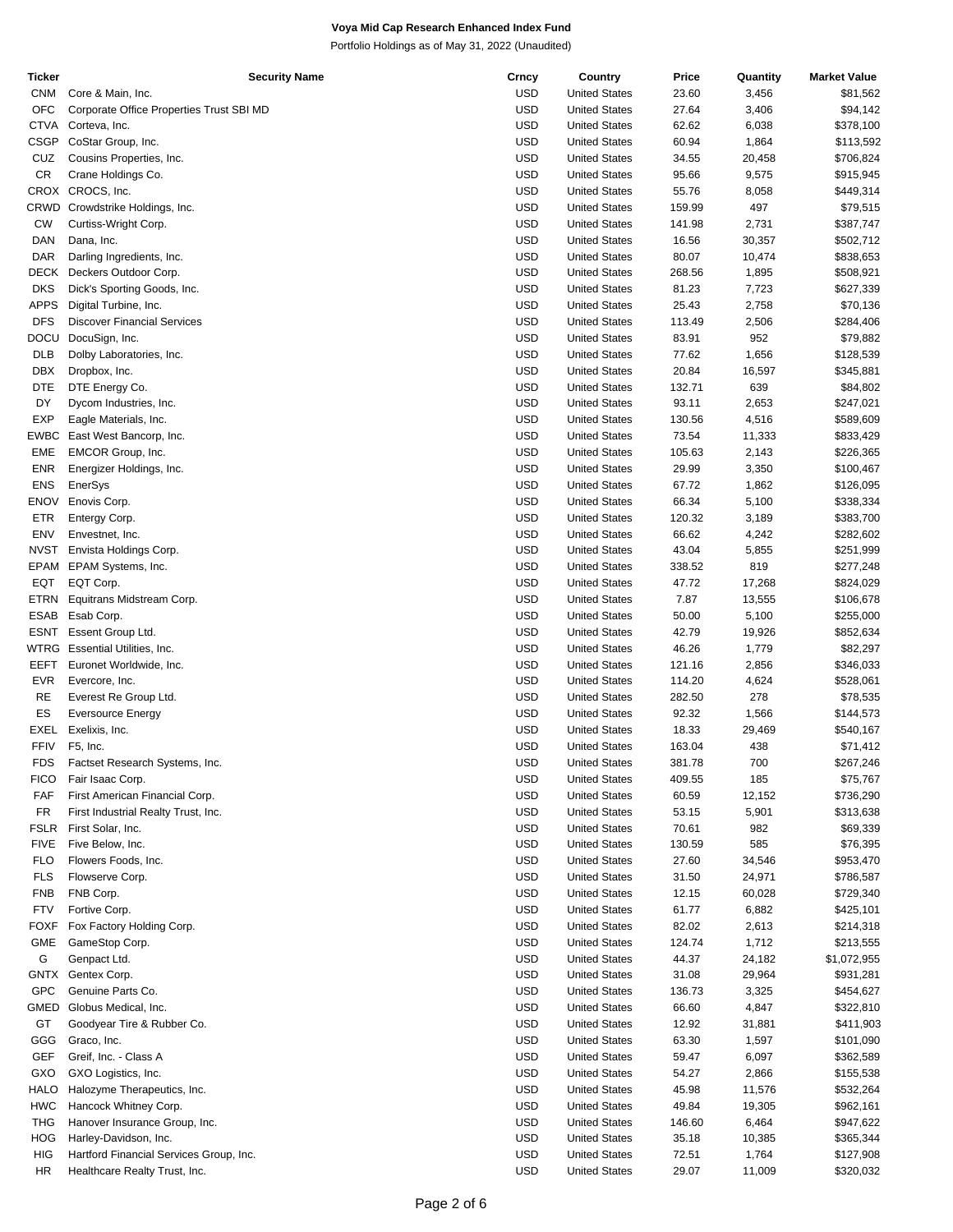**Voya Mid Cap Research Enhanced Index Fund**

Portfolio Holdings as of May 31, 2022 (Unaudited)

| Ticker | Security Name | Crncy | Country | Price | Quantity | Market Value |
|---|---|---|---|---|---|---|
| CNM | Core & Main, Inc. | USD | United States | 23.60 | 3,456 | $81,562 |
| OFC | Corporate Office Properties Trust SBI MD | USD | United States | 27.64 | 3,406 | $94,142 |
| CTVA | Corteva, Inc. | USD | United States | 62.62 | 6,038 | $378,100 |
| CSGP | CoStar Group, Inc. | USD | United States | 60.94 | 1,864 | $113,592 |
| CUZ | Cousins Properties, Inc. | USD | United States | 34.55 | 20,458 | $706,824 |
| CR | Crane Holdings Co. | USD | United States | 95.66 | 9,575 | $915,945 |
| CROX | CROCS, Inc. | USD | United States | 55.76 | 8,058 | $449,314 |
| CRWD | Crowdstrike Holdings, Inc. | USD | United States | 159.99 | 497 | $79,515 |
| CW | Curtiss-Wright Corp. | USD | United States | 141.98 | 2,731 | $387,747 |
| DAN | Dana, Inc. | USD | United States | 16.56 | 30,357 | $502,712 |
| DAR | Darling Ingredients, Inc. | USD | United States | 80.07 | 10,474 | $838,653 |
| DECK | Deckers Outdoor Corp. | USD | United States | 268.56 | 1,895 | $508,921 |
| DKS | Dick's Sporting Goods, Inc. | USD | United States | 81.23 | 7,723 | $627,339 |
| APPS | Digital Turbine, Inc. | USD | United States | 25.43 | 2,758 | $70,136 |
| DFS | Discover Financial Services | USD | United States | 113.49 | 2,506 | $284,406 |
| DOCU | DocuSign, Inc. | USD | United States | 83.91 | 952 | $79,882 |
| DLB | Dolby Laboratories, Inc. | USD | United States | 77.62 | 1,656 | $128,539 |
| DBX | Dropbox, Inc. | USD | United States | 20.84 | 16,597 | $345,881 |
| DTE | DTE Energy Co. | USD | United States | 132.71 | 639 | $84,802 |
| DY | Dycom Industries, Inc. | USD | United States | 93.11 | 2,653 | $247,021 |
| EXP | Eagle Materials, Inc. | USD | United States | 130.56 | 4,516 | $589,609 |
| EWBC | East West Bancorp, Inc. | USD | United States | 73.54 | 11,333 | $833,429 |
| EME | EMCOR Group, Inc. | USD | United States | 105.63 | 2,143 | $226,365 |
| ENR | Energizer Holdings, Inc. | USD | United States | 29.99 | 3,350 | $100,467 |
| ENS | EnerSys | USD | United States | 67.72 | 1,862 | $126,095 |
| ENOV | Enovis Corp. | USD | United States | 66.34 | 5,100 | $338,334 |
| ETR | Entergy Corp. | USD | United States | 120.32 | 3,189 | $383,700 |
| ENV | Envestnet, Inc. | USD | United States | 66.62 | 4,242 | $282,602 |
| NVST | Envista Holdings Corp. | USD | United States | 43.04 | 5,855 | $251,999 |
| EPAM | EPAM Systems, Inc. | USD | United States | 338.52 | 819 | $277,248 |
| EQT | EQT Corp. | USD | United States | 47.72 | 17,268 | $824,029 |
| ETRN | Equitrans Midstream Corp. | USD | United States | 7.87 | 13,555 | $106,678 |
| ESAB | Esab Corp. | USD | United States | 50.00 | 5,100 | $255,000 |
| ESNT | Essent Group Ltd. | USD | United States | 42.79 | 19,926 | $852,634 |
| WTRG | Essential Utilities, Inc. | USD | United States | 46.26 | 1,779 | $82,297 |
| EEFT | Euronet Worldwide, Inc. | USD | United States | 121.16 | 2,856 | $346,033 |
| EVR | Evercore, Inc. | USD | United States | 114.20 | 4,624 | $528,061 |
| RE | Everest Re Group Ltd. | USD | United States | 282.50 | 278 | $78,535 |
| ES | Eversource Energy | USD | United States | 92.32 | 1,566 | $144,573 |
| EXEL | Exelixis, Inc. | USD | United States | 18.33 | 29,469 | $540,167 |
| FFIV | F5, Inc. | USD | United States | 163.04 | 438 | $71,412 |
| FDS | Factset Research Systems, Inc. | USD | United States | 381.78 | 700 | $267,246 |
| FICO | Fair Isaac Corp. | USD | United States | 409.55 | 185 | $75,767 |
| FAF | First American Financial Corp. | USD | United States | 60.59 | 12,152 | $736,290 |
| FR | First Industrial Realty Trust, Inc. | USD | United States | 53.15 | 5,901 | $313,638 |
| FSLR | First Solar, Inc. | USD | United States | 70.61 | 982 | $69,339 |
| FIVE | Five Below, Inc. | USD | United States | 130.59 | 585 | $76,395 |
| FLO | Flowers Foods, Inc. | USD | United States | 27.60 | 34,546 | $953,470 |
| FLS | Flowserve Corp. | USD | United States | 31.50 | 24,971 | $786,587 |
| FNB | FNB Corp. | USD | United States | 12.15 | 60,028 | $729,340 |
| FTV | Fortive Corp. | USD | United States | 61.77 | 6,882 | $425,101 |
| FOXF | Fox Factory Holding Corp. | USD | United States | 82.02 | 2,613 | $214,318 |
| GME | GameStop Corp. | USD | United States | 124.74 | 1,712 | $213,555 |
| G | Genpact Ltd. | USD | United States | 44.37 | 24,182 | $1,072,955 |
| GNTX | Gentex Corp. | USD | United States | 31.08 | 29,964 | $931,281 |
| GPC | Genuine Parts Co. | USD | United States | 136.73 | 3,325 | $454,627 |
| GMED | Globus Medical, Inc. | USD | United States | 66.60 | 4,847 | $322,810 |
| GT | Goodyear Tire & Rubber Co. | USD | United States | 12.92 | 31,881 | $411,903 |
| GGG | Graco, Inc. | USD | United States | 63.30 | 1,597 | $101,090 |
| GEF | Greif, Inc. - Class A | USD | United States | 59.47 | 6,097 | $362,589 |
| GXO | GXO Logistics, Inc. | USD | United States | 54.27 | 2,866 | $155,538 |
| HALO | Halozyme Therapeutics, Inc. | USD | United States | 45.98 | 11,576 | $532,264 |
| HWC | Hancock Whitney Corp. | USD | United States | 49.84 | 19,305 | $962,161 |
| THG | Hanover Insurance Group, Inc. | USD | United States | 146.60 | 6,464 | $947,622 |
| HOG | Harley-Davidson, Inc. | USD | United States | 35.18 | 10,385 | $365,344 |
| HIG | Hartford Financial Services Group, Inc. | USD | United States | 72.51 | 1,764 | $127,908 |
| HR | Healthcare Realty Trust, Inc. | USD | United States | 29.07 | 11,009 | $320,032 |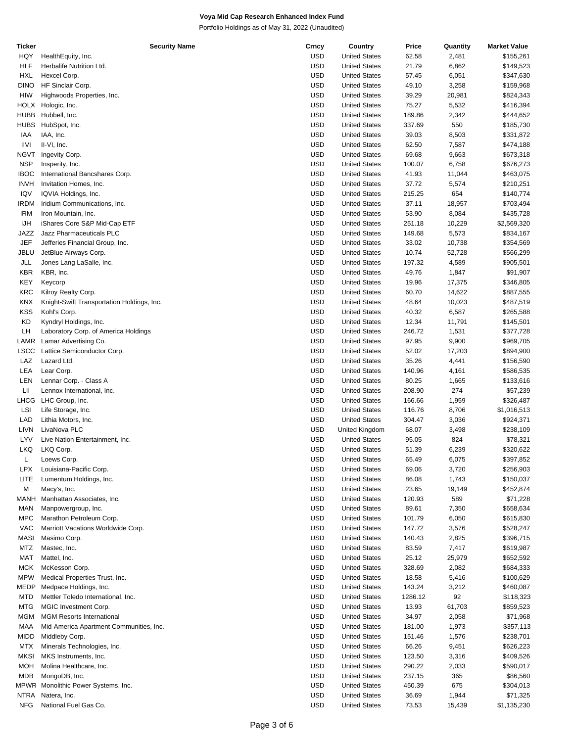**Voya Mid Cap Research Enhanced Index Fund**

Portfolio Holdings as of May 31, 2022 (Unaudited)

| Ticker | Security Name | Crncy | Country | Price | Quantity | Market Value |
|---|---|---|---|---|---|---|
| HQY | HealthEquity, Inc. | USD | United States | 62.58 | 2,481 | $155,261 |
| HLF | Herbalife Nutrition Ltd. | USD | United States | 21.79 | 6,862 | $149,523 |
| HXL | Hexcel Corp. | USD | United States | 57.45 | 6,051 | $347,630 |
| DINO | HF Sinclair Corp. | USD | United States | 49.10 | 3,258 | $159,968 |
| HIW | Highwoods Properties, Inc. | USD | United States | 39.29 | 20,981 | $824,343 |
| HOLX | Hologic, Inc. | USD | United States | 75.27 | 5,532 | $416,394 |
| HUBB | Hubbell, Inc. | USD | United States | 189.86 | 2,342 | $444,652 |
| HUBS | HubSpot, Inc. | USD | United States | 337.69 | 550 | $185,730 |
| IAA | IAA, Inc. | USD | United States | 39.03 | 8,503 | $331,872 |
| IIVI | II-VI, Inc. | USD | United States | 62.50 | 7,587 | $474,188 |
| NGVT | Ingevity Corp. | USD | United States | 69.68 | 9,663 | $673,318 |
| NSP | Insperity, Inc. | USD | United States | 100.07 | 6,758 | $676,273 |
| IBOC | International Bancshares Corp. | USD | United States | 41.93 | 11,044 | $463,075 |
| INVH | Invitation Homes, Inc. | USD | United States | 37.72 | 5,574 | $210,251 |
| IQV | IQVIA Holdings, Inc. | USD | United States | 215.25 | 654 | $140,774 |
| IRDM | Iridium Communications, Inc. | USD | United States | 37.11 | 18,957 | $703,494 |
| IRM | Iron Mountain, Inc. | USD | United States | 53.90 | 8,084 | $435,728 |
| IJH | iShares Core S&P Mid-Cap ETF | USD | United States | 251.18 | 10,229 | $2,569,320 |
| JAZZ | Jazz Pharmaceuticals PLC | USD | United States | 149.68 | 5,573 | $834,167 |
| JEF | Jefferies Financial Group, Inc. | USD | United States | 33.02 | 10,738 | $354,569 |
| JBLU | JetBlue Airways Corp. | USD | United States | 10.74 | 52,728 | $566,299 |
| JLL | Jones Lang LaSalle, Inc. | USD | United States | 197.32 | 4,589 | $905,501 |
| KBR | KBR, Inc. | USD | United States | 49.76 | 1,847 | $91,907 |
| KEY | Keycorp | USD | United States | 19.96 | 17,375 | $346,805 |
| KRC | Kilroy Realty Corp. | USD | United States | 60.70 | 14,622 | $887,555 |
| KNX | Knight-Swift Transportation Holdings, Inc. | USD | United States | 48.64 | 10,023 | $487,519 |
| KSS | Kohl's Corp. | USD | United States | 40.32 | 6,587 | $265,588 |
| KD | Kyndryl Holdings, Inc. | USD | United States | 12.34 | 11,791 | $145,501 |
| LH | Laboratory Corp. of America Holdings | USD | United States | 246.72 | 1,531 | $377,728 |
| LAMR | Lamar Advertising Co. | USD | United States | 97.95 | 9,900 | $969,705 |
| LSCC | Lattice Semiconductor Corp. | USD | United States | 52.02 | 17,203 | $894,900 |
| LAZ | Lazard Ltd. | USD | United States | 35.26 | 4,441 | $156,590 |
| LEA | Lear Corp. | USD | United States | 140.96 | 4,161 | $586,535 |
| LEN | Lennar Corp. - Class A | USD | United States | 80.25 | 1,665 | $133,616 |
| LII | Lennox International, Inc. | USD | United States | 208.90 | 274 | $57,239 |
| LHCG | LHC Group, Inc. | USD | United States | 166.66 | 1,959 | $326,487 |
| LSI | Life Storage, Inc. | USD | United States | 116.76 | 8,706 | $1,016,513 |
| LAD | Lithia Motors, Inc. | USD | United States | 304.47 | 3,036 | $924,371 |
| LIVN | LivaNova PLC | USD | United Kingdom | 68.07 | 3,498 | $238,109 |
| LYV | Live Nation Entertainment, Inc. | USD | United States | 95.05 | 824 | $78,321 |
| LKQ | LKQ Corp. | USD | United States | 51.39 | 6,239 | $320,622 |
| L | Loews Corp. | USD | United States | 65.49 | 6,075 | $397,852 |
| LPX | Louisiana-Pacific Corp. | USD | United States | 69.06 | 3,720 | $256,903 |
| LITE | Lumentum Holdings, Inc. | USD | United States | 86.08 | 1,743 | $150,037 |
| M | Macy's, Inc. | USD | United States | 23.65 | 19,149 | $452,874 |
| MANH | Manhattan Associates, Inc. | USD | United States | 120.93 | 589 | $71,228 |
| MAN | Manpowergroup, Inc. | USD | United States | 89.61 | 7,350 | $658,634 |
| MPC | Marathon Petroleum Corp. | USD | United States | 101.79 | 6,050 | $615,830 |
| VAC | Marriott Vacations Worldwide Corp. | USD | United States | 147.72 | 3,576 | $528,247 |
| MASI | Masimo Corp. | USD | United States | 140.43 | 2,825 | $396,715 |
| MTZ | Mastec, Inc. | USD | United States | 83.59 | 7,417 | $619,987 |
| MAT | Mattel, Inc. | USD | United States | 25.12 | 25,979 | $652,592 |
| MCK | McKesson Corp. | USD | United States | 328.69 | 2,082 | $684,333 |
| MPW | Medical Properties Trust, Inc. | USD | United States | 18.58 | 5,416 | $100,629 |
| MEDP | Medpace Holdings, Inc. | USD | United States | 143.24 | 3,212 | $460,087 |
| MTD | Mettler Toledo International, Inc. | USD | United States | 1286.12 | 92 | $118,323 |
| MTG | MGIC Investment Corp. | USD | United States | 13.93 | 61,703 | $859,523 |
| MGM | MGM Resorts International | USD | United States | 34.97 | 2,058 | $71,968 |
| MAA | Mid-America Apartment Communities, Inc. | USD | United States | 181.00 | 1,973 | $357,113 |
| MIDD | Middleby Corp. | USD | United States | 151.46 | 1,576 | $238,701 |
| MTX | Minerals Technologies, Inc. | USD | United States | 66.26 | 9,451 | $626,223 |
| MKSI | MKS Instruments, Inc. | USD | United States | 123.50 | 3,316 | $409,526 |
| MOH | Molina Healthcare, Inc. | USD | United States | 290.22 | 2,033 | $590,017 |
| MDB | MongoDB, Inc. | USD | United States | 237.15 | 365 | $86,560 |
| MPWR | Monolithic Power Systems, Inc. | USD | United States | 450.39 | 675 | $304,013 |
| NTRA | Natera, Inc. | USD | United States | 36.69 | 1,944 | $71,325 |
| NFG | National Fuel Gas Co. | USD | United States | 73.53 | 15,439 | $1,135,230 |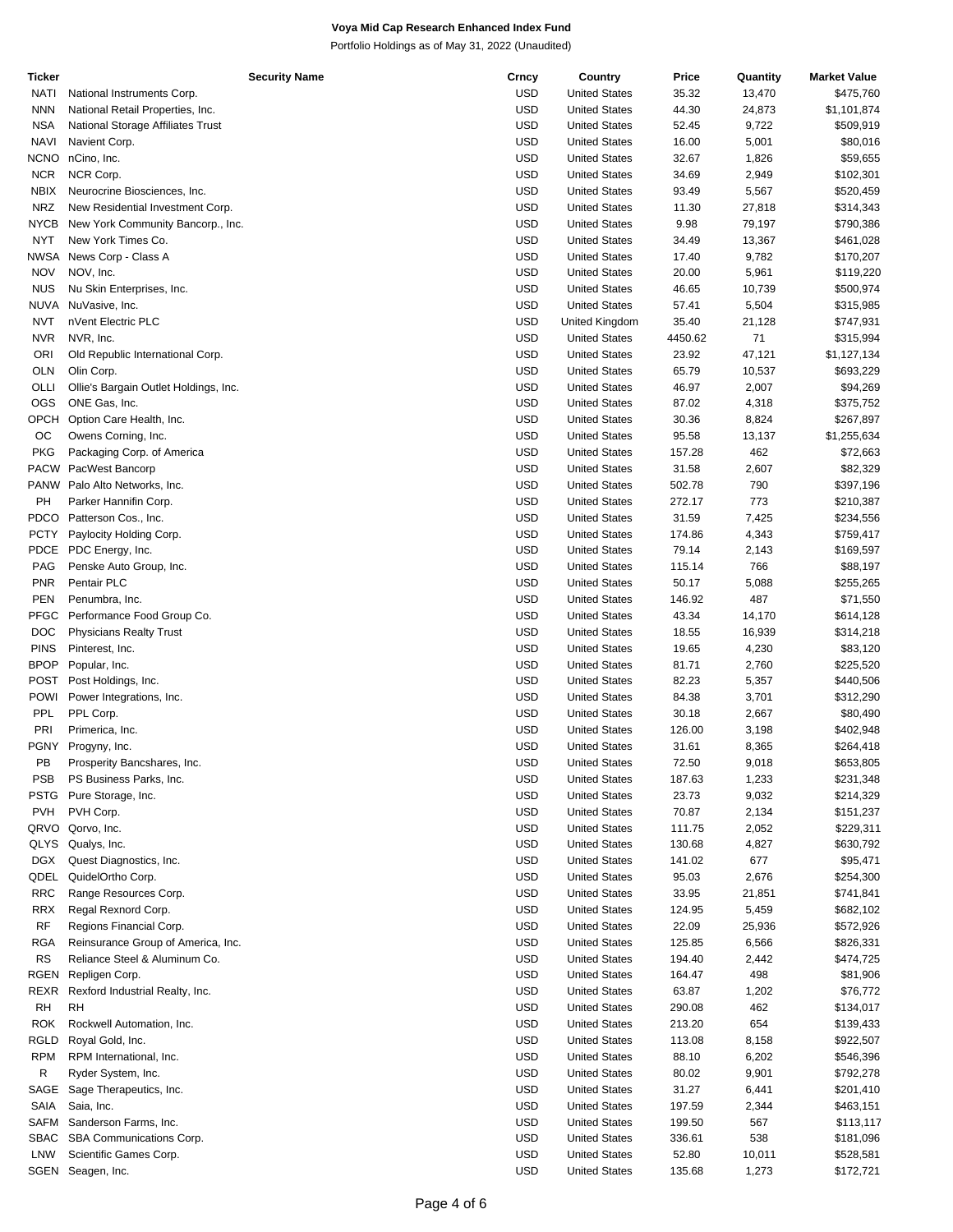**Voya Mid Cap Research Enhanced Index Fund**

Portfolio Holdings as of May 31, 2022 (Unaudited)

| Ticker | Security Name | Crncy | Country | Price | Quantity | Market Value |
|---|---|---|---|---|---|---|
| NATI | National Instruments Corp. | USD | United States | 35.32 | 13,470 | $475,760 |
| NNN | National Retail Properties, Inc. | USD | United States | 44.30 | 24,873 | $1,101,874 |
| NSA | National Storage Affiliates Trust | USD | United States | 52.45 | 9,722 | $509,919 |
| NAVI | Navient Corp. | USD | United States | 16.00 | 5,001 | $80,016 |
| NCNO | nCino, Inc. | USD | United States | 32.67 | 1,826 | $59,655 |
| NCR | NCR Corp. | USD | United States | 34.69 | 2,949 | $102,301 |
| NBIX | Neurocrine Biosciences, Inc. | USD | United States | 93.49 | 5,567 | $520,459 |
| NRZ | New Residential Investment Corp. | USD | United States | 11.30 | 27,818 | $314,343 |
| NYCB | New York Community Bancorp., Inc. | USD | United States | 9.98 | 79,197 | $790,386 |
| NYT | New York Times Co. | USD | United States | 34.49 | 13,367 | $461,028 |
| NWSA | News Corp - Class A | USD | United States | 17.40 | 9,782 | $170,207 |
| NOV | NOV, Inc. | USD | United States | 20.00 | 5,961 | $119,220 |
| NUS | Nu Skin Enterprises, Inc. | USD | United States | 46.65 | 10,739 | $500,974 |
| NUVA | NuVasive, Inc. | USD | United States | 57.41 | 5,504 | $315,985 |
| NVT | nVent Electric PLC | USD | United Kingdom | 35.40 | 21,128 | $747,931 |
| NVR | NVR, Inc. | USD | United States | 4450.62 | 71 | $315,994 |
| ORI | Old Republic International Corp. | USD | United States | 23.92 | 47,121 | $1,127,134 |
| OLN | Olin Corp. | USD | United States | 65.79 | 10,537 | $693,229 |
| OLLI | Ollie's Bargain Outlet Holdings, Inc. | USD | United States | 46.97 | 2,007 | $94,269 |
| OGS | ONE Gas, Inc. | USD | United States | 87.02 | 4,318 | $375,752 |
| OPCH | Option Care Health, Inc. | USD | United States | 30.36 | 8,824 | $267,897 |
| OC | Owens Corning, Inc. | USD | United States | 95.58 | 13,137 | $1,255,634 |
| PKG | Packaging Corp. of America | USD | United States | 157.28 | 462 | $72,663 |
| PACW | PacWest Bancorp | USD | United States | 31.58 | 2,607 | $82,329 |
| PANW | Palo Alto Networks, Inc. | USD | United States | 502.78 | 790 | $397,196 |
| PH | Parker Hannifin Corp. | USD | United States | 272.17 | 773 | $210,387 |
| PDCO | Patterson Cos., Inc. | USD | United States | 31.59 | 7,425 | $234,556 |
| PCTY | Paylocity Holding Corp. | USD | United States | 174.86 | 4,343 | $759,417 |
| PDCE | PDC Energy, Inc. | USD | United States | 79.14 | 2,143 | $169,597 |
| PAG | Penske Auto Group, Inc. | USD | United States | 115.14 | 766 | $88,197 |
| PNR | Pentair PLC | USD | United States | 50.17 | 5,088 | $255,265 |
| PEN | Penumbra, Inc. | USD | United States | 146.92 | 487 | $71,550 |
| PFGC | Performance Food Group Co. | USD | United States | 43.34 | 14,170 | $614,128 |
| DOC | Physicians Realty Trust | USD | United States | 18.55 | 16,939 | $314,218 |
| PINS | Pinterest, Inc. | USD | United States | 19.65 | 4,230 | $83,120 |
| BPOP | Popular, Inc. | USD | United States | 81.71 | 2,760 | $225,520 |
| POST | Post Holdings, Inc. | USD | United States | 82.23 | 5,357 | $440,506 |
| POWI | Power Integrations, Inc. | USD | United States | 84.38 | 3,701 | $312,290 |
| PPL | PPL Corp. | USD | United States | 30.18 | 2,667 | $80,490 |
| PRI | Primerica, Inc. | USD | United States | 126.00 | 3,198 | $402,948 |
| PGNY | Progyny, Inc. | USD | United States | 31.61 | 8,365 | $264,418 |
| PB | Prosperity Bancshares, Inc. | USD | United States | 72.50 | 9,018 | $653,805 |
| PSB | PS Business Parks, Inc. | USD | United States | 187.63 | 1,233 | $231,348 |
| PSTG | Pure Storage, Inc. | USD | United States | 23.73 | 9,032 | $214,329 |
| PVH | PVH Corp. | USD | United States | 70.87 | 2,134 | $151,237 |
| QRVO | Qorvo, Inc. | USD | United States | 111.75 | 2,052 | $229,311 |
| QLYS | Qualys, Inc. | USD | United States | 130.68 | 4,827 | $630,792 |
| DGX | Quest Diagnostics, Inc. | USD | United States | 141.02 | 677 | $95,471 |
| QDEL | QuidelOrtho Corp. | USD | United States | 95.03 | 2,676 | $254,300 |
| RRC | Range Resources Corp. | USD | United States | 33.95 | 21,851 | $741,841 |
| RRX | Regal Rexnord Corp. | USD | United States | 124.95 | 5,459 | $682,102 |
| RF | Regions Financial Corp. | USD | United States | 22.09 | 25,936 | $572,926 |
| RGA | Reinsurance Group of America, Inc. | USD | United States | 125.85 | 6,566 | $826,331 |
| RS | Reliance Steel & Aluminum Co. | USD | United States | 194.40 | 2,442 | $474,725 |
| RGEN | Repligen Corp. | USD | United States | 164.47 | 498 | $81,906 |
| REXR | Rexford Industrial Realty, Inc. | USD | United States | 63.87 | 1,202 | $76,772 |
| RH | RH | USD | United States | 290.08 | 462 | $134,017 |
| ROK | Rockwell Automation, Inc. | USD | United States | 213.20 | 654 | $139,433 |
| RGLD | Royal Gold, Inc. | USD | United States | 113.08 | 8,158 | $922,507 |
| RPM | RPM International, Inc. | USD | United States | 88.10 | 6,202 | $546,396 |
| R | Ryder System, Inc. | USD | United States | 80.02 | 9,901 | $792,278 |
| SAGE | Sage Therapeutics, Inc. | USD | United States | 31.27 | 6,441 | $201,410 |
| SAIA | Saia, Inc. | USD | United States | 197.59 | 2,344 | $463,151 |
| SAFM | Sanderson Farms, Inc. | USD | United States | 199.50 | 567 | $113,117 |
| SBAC | SBA Communications Corp. | USD | United States | 336.61 | 538 | $181,096 |
| LNW | Scientific Games Corp. | USD | United States | 52.80 | 10,011 | $528,581 |
| SGEN | Seagen, Inc. | USD | United States | 135.68 | 1,273 | $172,721 |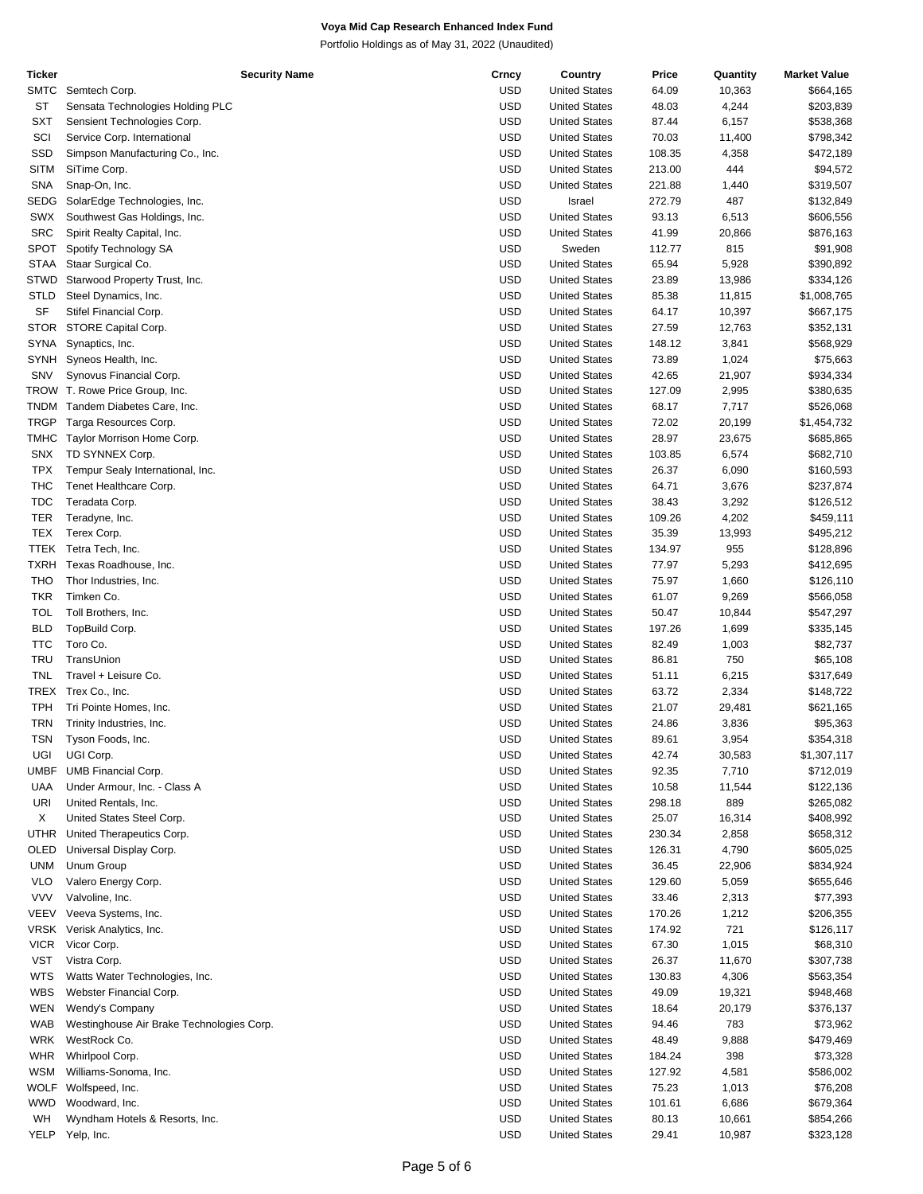**Voya Mid Cap Research Enhanced Index Fund**

Portfolio Holdings as of May 31, 2022 (Unaudited)

| Ticker | Security Name | Crncy | Country | Price | Quantity | Market Value |
|---|---|---|---|---|---|---|
| SMTC | Semtech Corp. | USD | United States | 64.09 | 10,363 | $664,165 |
| ST | Sensata Technologies Holding PLC | USD | United States | 48.03 | 4,244 | $203,839 |
| SXT | Sensient Technologies Corp. | USD | United States | 87.44 | 6,157 | $538,368 |
| SCI | Service Corp. International | USD | United States | 70.03 | 11,400 | $798,342 |
| SSD | Simpson Manufacturing Co., Inc. | USD | United States | 108.35 | 4,358 | $472,189 |
| SITM | SiTime Corp. | USD | United States | 213.00 | 444 | $94,572 |
| SNA | Snap-On, Inc. | USD | United States | 221.88 | 1,440 | $319,507 |
| SEDG | SolarEdge Technologies, Inc. | USD | Israel | 272.79 | 487 | $132,849 |
| SWX | Southwest Gas Holdings, Inc. | USD | United States | 93.13 | 6,513 | $606,556 |
| SRC | Spirit Realty Capital, Inc. | USD | United States | 41.99 | 20,866 | $876,163 |
| SPOT | Spotify Technology SA | USD | Sweden | 112.77 | 815 | $91,908 |
| STAA | Staar Surgical Co. | USD | United States | 65.94 | 5,928 | $390,892 |
| STWD | Starwood Property Trust, Inc. | USD | United States | 23.89 | 13,986 | $334,126 |
| STLD | Steel Dynamics, Inc. | USD | United States | 85.38 | 11,815 | $1,008,765 |
| SF | Stifel Financial Corp. | USD | United States | 64.17 | 10,397 | $667,175 |
| STOR | STORE Capital Corp. | USD | United States | 27.59 | 12,763 | $352,131 |
| SYNA | Synaptics, Inc. | USD | United States | 148.12 | 3,841 | $568,929 |
| SYNH | Syneos Health, Inc. | USD | United States | 73.89 | 1,024 | $75,663 |
| SNV | Synovus Financial Corp. | USD | United States | 42.65 | 21,907 | $934,334 |
| TROW | T. Rowe Price Group, Inc. | USD | United States | 127.09 | 2,995 | $380,635 |
| TNDM | Tandem Diabetes Care, Inc. | USD | United States | 68.17 | 7,717 | $526,068 |
| TRGP | Targa Resources Corp. | USD | United States | 72.02 | 20,199 | $1,454,732 |
| TMHC | Taylor Morrison Home Corp. | USD | United States | 28.97 | 23,675 | $685,865 |
| SNX | TD SYNNEX Corp. | USD | United States | 103.85 | 6,574 | $682,710 |
| TPX | Tempur Sealy International, Inc. | USD | United States | 26.37 | 6,090 | $160,593 |
| THC | Tenet Healthcare Corp. | USD | United States | 64.71 | 3,676 | $237,874 |
| TDC | Teradata Corp. | USD | United States | 38.43 | 3,292 | $126,512 |
| TER | Teradyne, Inc. | USD | United States | 109.26 | 4,202 | $459,111 |
| TEX | Terex Corp. | USD | United States | 35.39 | 13,993 | $495,212 |
| TTEK | Tetra Tech, Inc. | USD | United States | 134.97 | 955 | $128,896 |
| TXRH | Texas Roadhouse, Inc. | USD | United States | 77.97 | 5,293 | $412,695 |
| THO | Thor Industries, Inc. | USD | United States | 75.97 | 1,660 | $126,110 |
| TKR | Timken Co. | USD | United States | 61.07 | 9,269 | $566,058 |
| TOL | Toll Brothers, Inc. | USD | United States | 50.47 | 10,844 | $547,297 |
| BLD | TopBuild Corp. | USD | United States | 197.26 | 1,699 | $335,145 |
| TTC | Toro Co. | USD | United States | 82.49 | 1,003 | $82,737 |
| TRU | TransUnion | USD | United States | 86.81 | 750 | $65,108 |
| TNL | Travel + Leisure Co. | USD | United States | 51.11 | 6,215 | $317,649 |
| TREX | Trex Co., Inc. | USD | United States | 63.72 | 2,334 | $148,722 |
| TPH | Tri Pointe Homes, Inc. | USD | United States | 21.07 | 29,481 | $621,165 |
| TRN | Trinity Industries, Inc. | USD | United States | 24.86 | 3,836 | $95,363 |
| TSN | Tyson Foods, Inc. | USD | United States | 89.61 | 3,954 | $354,318 |
| UGI | UGI Corp. | USD | United States | 42.74 | 30,583 | $1,307,117 |
| UMBF | UMB Financial Corp. | USD | United States | 92.35 | 7,710 | $712,019 |
| UAA | Under Armour, Inc. - Class A | USD | United States | 10.58 | 11,544 | $122,136 |
| URI | United Rentals, Inc. | USD | United States | 298.18 | 889 | $265,082 |
| X | United States Steel Corp. | USD | United States | 25.07 | 16,314 | $408,992 |
| UTHR | United Therapeutics Corp. | USD | United States | 230.34 | 2,858 | $658,312 |
| OLED | Universal Display Corp. | USD | United States | 126.31 | 4,790 | $605,025 |
| UNM | Unum Group | USD | United States | 36.45 | 22,906 | $834,924 |
| VLO | Valero Energy Corp. | USD | United States | 129.60 | 5,059 | $655,646 |
| VVV | Valvoline, Inc. | USD | United States | 33.46 | 2,313 | $77,393 |
| VEEV | Veeva Systems, Inc. | USD | United States | 170.26 | 1,212 | $206,355 |
| VRSK | Verisk Analytics, Inc. | USD | United States | 174.92 | 721 | $126,117 |
| VICR | Vicor Corp. | USD | United States | 67.30 | 1,015 | $68,310 |
| VST | Vistra Corp. | USD | United States | 26.37 | 11,670 | $307,738 |
| WTS | Watts Water Technologies, Inc. | USD | United States | 130.83 | 4,306 | $563,354 |
| WBS | Webster Financial Corp. | USD | United States | 49.09 | 19,321 | $948,468 |
| WEN | Wendy's Company | USD | United States | 18.64 | 20,179 | $376,137 |
| WAB | Westinghouse Air Brake Technologies Corp. | USD | United States | 94.46 | 783 | $73,962 |
| WRK | WestRock Co. | USD | United States | 48.49 | 9,888 | $479,469 |
| WHR | Whirlpool Corp. | USD | United States | 184.24 | 398 | $73,328 |
| WSM | Williams-Sonoma, Inc. | USD | United States | 127.92 | 4,581 | $586,002 |
| WOLF | Wolfspeed, Inc. | USD | United States | 75.23 | 1,013 | $76,208 |
| WWD | Woodward, Inc. | USD | United States | 101.61 | 6,686 | $679,364 |
| WH | Wyndham Hotels & Resorts, Inc. | USD | United States | 80.13 | 10,661 | $854,266 |
| YELP | Yelp, Inc. | USD | United States | 29.41 | 10,987 | $323,128 |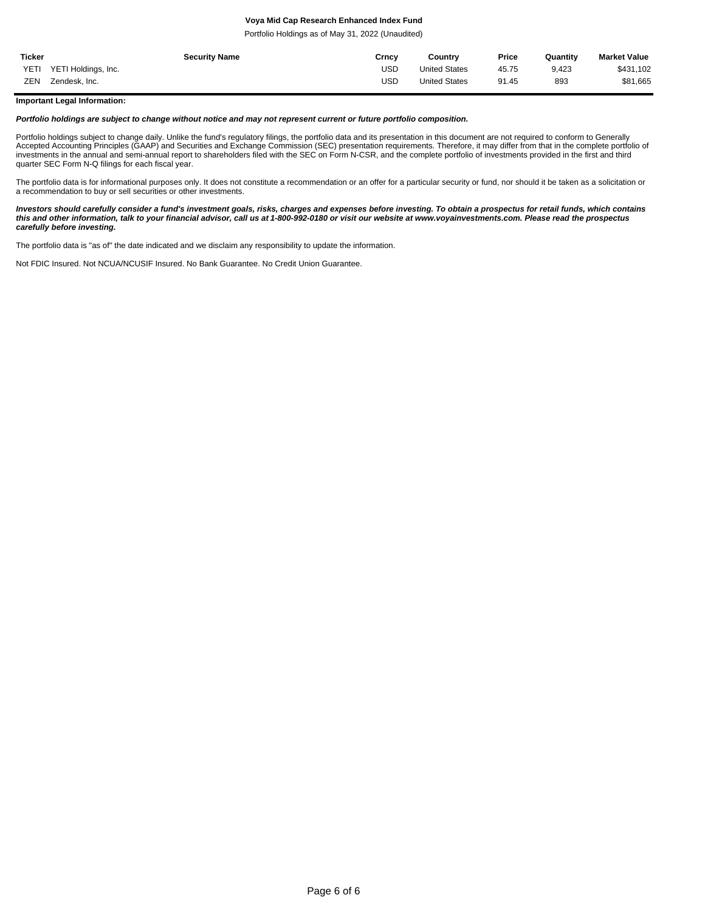| Ticker | Security Name | Crncy | Country | Price | Quantity | Market Value |
|---|---|---|---|---|---|---|
| YETI | YETI Holdings, Inc. | USD | United States | 45.75 | 9,423 | $431,102 |
| ZEN | Zendesk, Inc. | USD | United States | 91.45 | 893 | $81,665 |

**Important Legal Information:**

***Portfolio holdings are subject to change without notice and may not represent current or future portfolio composition.***

Portfolio holdings subject to change daily. Unlike the fund's regulatory filings, the portfolio data and its presentation in this document are not required to conform to Generally Accepted Accounting Principles (GAAP) and Securities and Exchange Commission (SEC) presentation requirements. Therefore, it may differ from that in the complete portfolio of investments in the annual and semi-annual report to shareholders filed with the SEC on Form N-CSR, and the complete portfolio of investments provided in the first and third quarter SEC Form N-Q filings for each fiscal year.

The portfolio data is for informational purposes only. It does not constitute a recommendation or an offer for a particular security or fund, nor should it be taken as a solicitation or a recommendation to buy or sell securities or other investments.

***Investors should carefully consider a fund's investment goals, risks, charges and expenses before investing. To obtain a prospectus for retail funds, which contains this and other information, talk to your financial advisor, call us at 1-800-992-0180 or visit our website at www.voyainvestments.com. Please read the prospectus carefully before investing.***

The portfolio data is "as of" the date indicated and we disclaim any responsibility to update the information.

Not FDIC Insured. Not NCUA/NCUSIF Insured. No Bank Guarantee. No Credit Union Guarantee.